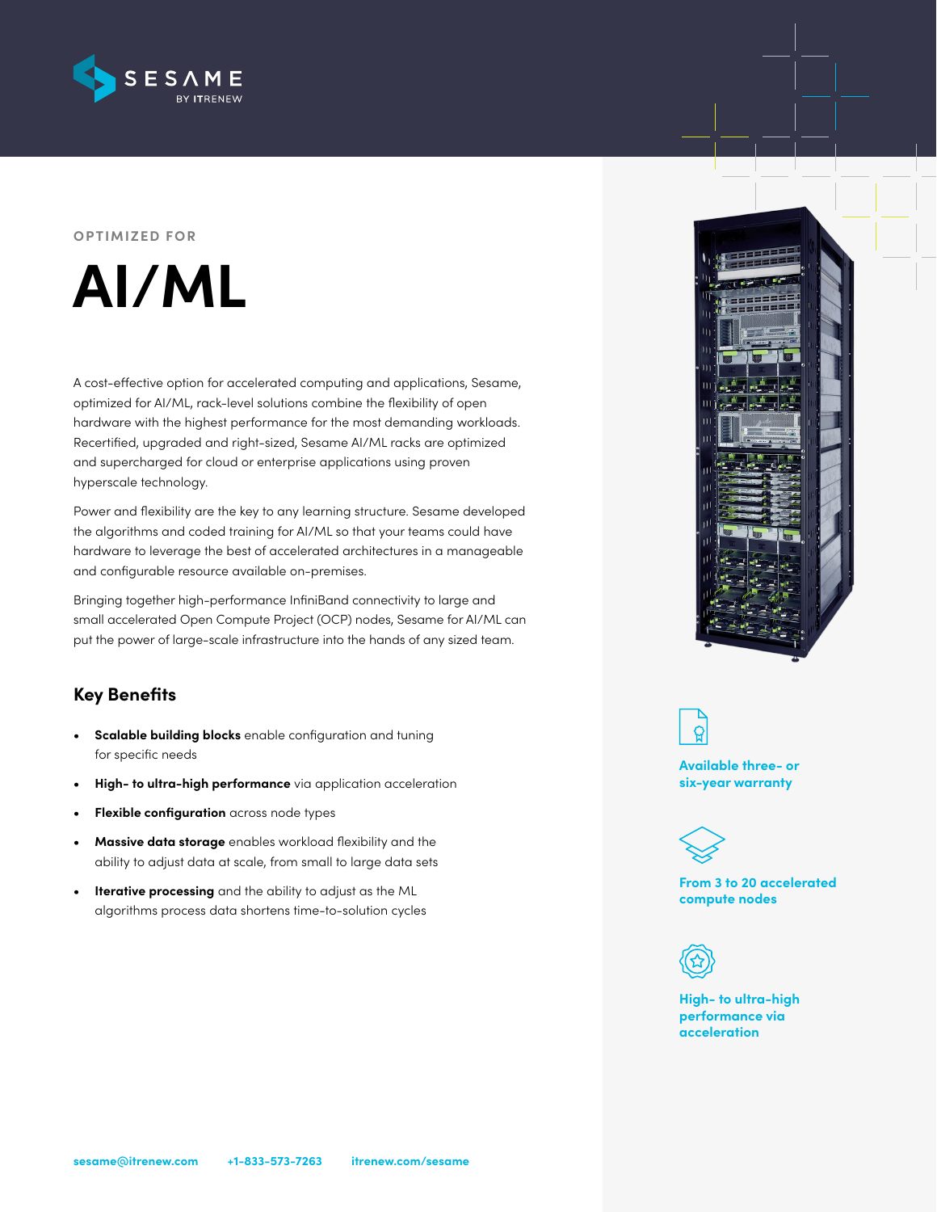SESAME BY ITRENEW

OPTIMIZED FOR

# AI/ML

A cost-effective option for accelerated computing and applications, Sesame, optimized for AI/ML, rack-level solutions combine the flexibility of open hardware with the highest performance for the most demanding workloads. Recertified, upgraded and right-sized, Sesame AI/ML racks are optimized and supercharged for cloud or enterprise applications using proven hyperscale technology.

Power and flexibility are the key to any learning structure. Sesame developed the algorithms and coded training for AI/ML so that your teams could have hardware to leverage the best of accelerated architectures in a manageable and configurable resource available on-premises.

Bringing together high-performance InfiniBand connectivity to large and small accelerated Open Compute Project (OCP) nodes, Sesame for AI/ML can put the power of large-scale infrastructure into the hands of any sized team.

## Key Benefits

- **Scalable building blocks** enable configuration and tuning for specific needs
- **High- to ultra-high performance** via application acceleration
- **Flexible configuration** across node types
- **Massive data storage** enables workload flexibility and the ability to adjust data at scale, from small to large data sets
- **Iterative processing** and the ability to adjust as the ML algorithms process data shortens time-to-solution cycles

**Available three- or six-year warranty**

**From 3 to 20 accelerated compute nodes**

**High- to ultra-high performance via acceleration**

sesame@itrenew.com +1-833-573-7263 itrenew.com/sesame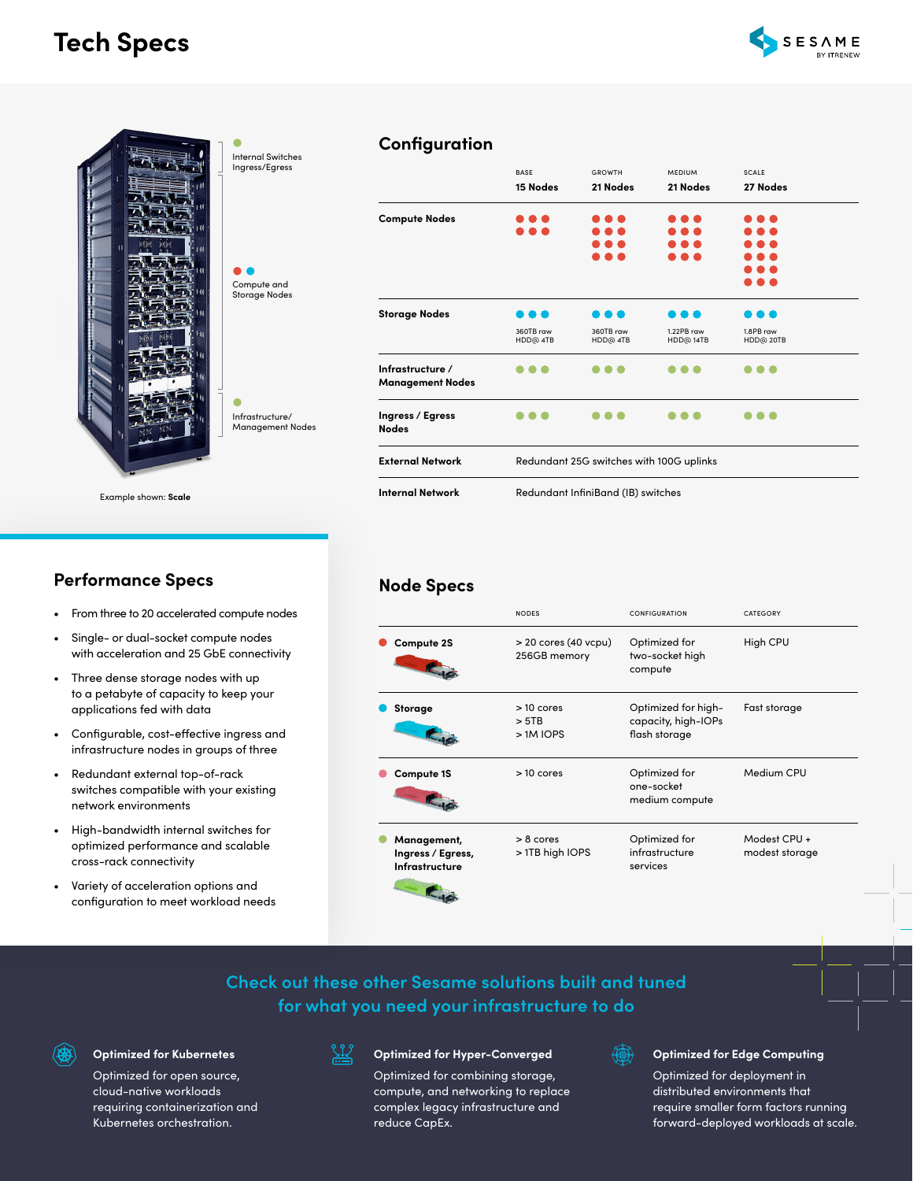# Tech Specs

Internal Switches Ingress/Egress

Compute and Storage Nodes

Infrastructure/ Management Nodes

Example shown: **Scale**

## Configuration

| | BASE 15 Nodes | GROWTH 21 Nodes | MEDIUM 21 Nodes | SCALE 27 Nodes |
|---|---|---|---|---|
| **Compute Nodes** | ●●● ●●● | ●●● ●●● ●●● ●●● | ●●● ●●● ●●● ●●● | ●●● ●●● ●●● ●●● ●●● ●●● |
| **Storage Nodes** | ●●● 360TB raw HDD@ 4TB | ●●● 360TB raw HDD@ 4TB | ●●● 1.22PB raw HDD@ 14TB | ●●● 1.8PB raw HDD@ 20TB |
| **Infrastructure / Management Nodes** | ●●● | ●●● | ●●● | ●●● |
| **Ingress / Egress Nodes** | ●●● | ●●● | ●●● | ●●● |
| **External Network** | Redundant 25G switches with 100G uplinks | | | |
| **Internal Network** | Redundant InfiniBand (IB) switches | | | |

## Performance Specs

- From three to 20 accelerated compute nodes
- Single- or dual-socket compute nodes with acceleration and 25 GbE connectivity
- Three dense storage nodes with up to a petabyte of capacity to keep your applications fed with data
- Configurable, cost-effective ingress and infrastructure nodes in groups of three
- Redundant external top-of-rack switches compatible with your existing network environments
- High-bandwidth internal switches for optimized performance and scalable cross-rack connectivity
- Variety of acceleration options and configuration to meet workload needs

## Node Specs

| | NODES | CONFIGURATION | CATEGORY |
|---|---|---|---|
| **Compute 2S** | > 20 cores (40 vcpu) 256GB memory | Optimized for two-socket high compute | High CPU |
| **Storage** | > 10 cores > 5TB > 1M IOPS | Optimized for high-capacity, high-IOPs flash storage | Fast storage |
| **Compute 1S** | > 10 cores | Optimized for one-socket medium compute | Medium CPU |
| **Management, Ingress / Egress, Infrastructure** | > 8 cores > 1TB high IOPS | Optimized for infrastructure services | Modest CPU + modest storage |

## Check out these other Sesame solutions built and tuned for what you need your infrastructure to do

**Optimized for Kubernetes**

Optimized for open source, cloud-native workloads requiring containerization and Kubernetes orchestration.

**Optimized for Hyper-Converged**

Optimized for combining storage, compute, and networking to replace complex legacy infrastructure and reduce CapEx.

**Optimized for Edge Computing**

Optimized for deployment in distributed environments that require smaller form factors running forward-deployed workloads at scale.